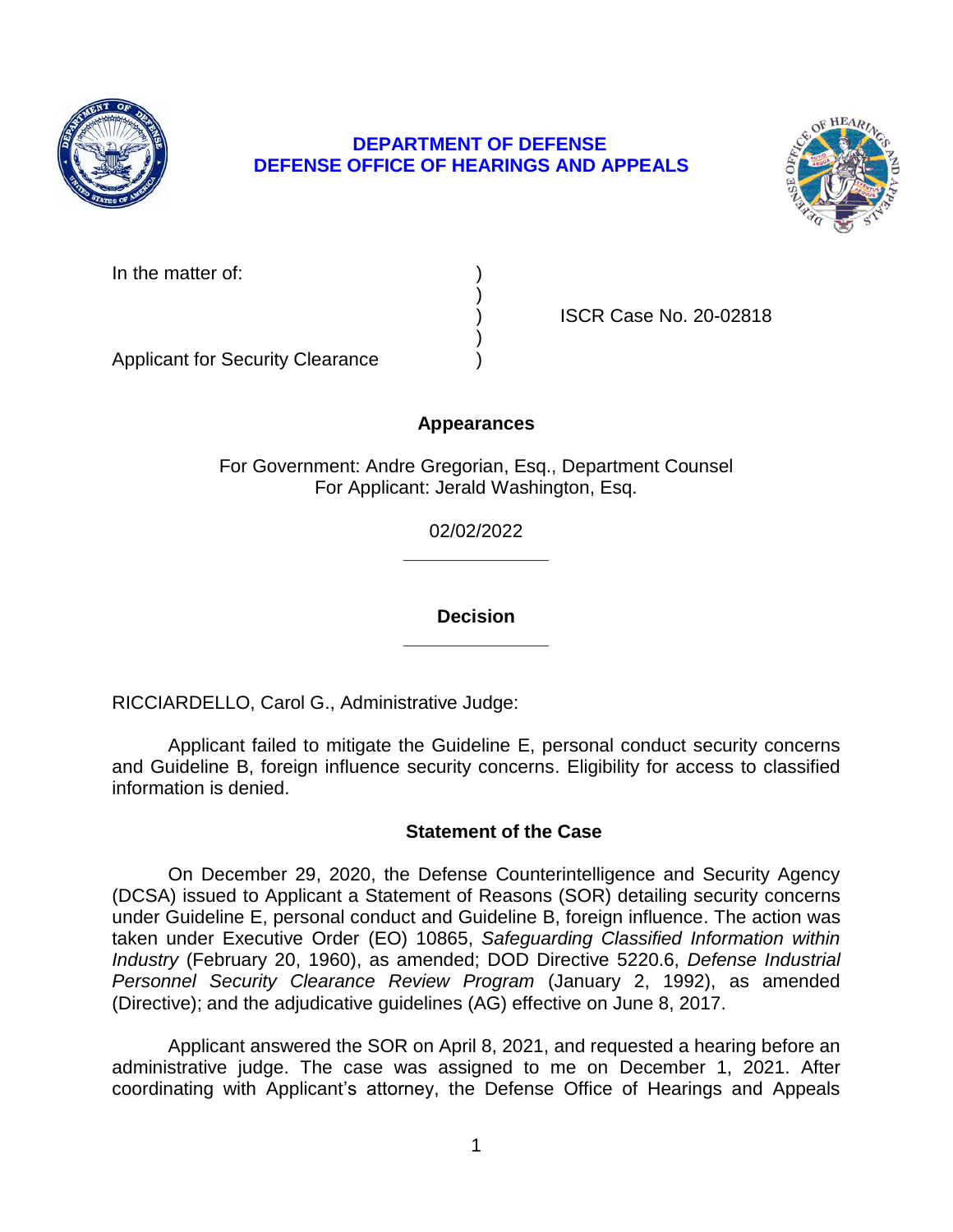**DEPARTMENT OF DEFENSE**
**DEFENSE OFFICE OF HEARINGS AND APPEALS**

In the matter of: )
)
) ISCR Case No. 20-02818
)
Applicant for Security Clearance )

## Appearances

For Government: Andre Gregorian, Esq., Department Counsel
For Applicant: Jerald Washington, Esq.

02/02/2022

______________

## Decision

______________

RICCIARDELLO, Carol G., Administrative Judge:

Applicant failed to mitigate the Guideline E, personal conduct security concerns and Guideline B, foreign influence security concerns. Eligibility for access to classified information is denied.

## Statement of the Case

On December 29, 2020, the Defense Counterintelligence and Security Agency (DCSA) issued to Applicant a Statement of Reasons (SOR) detailing security concerns under Guideline E, personal conduct and Guideline B, foreign influence. The action was taken under Executive Order (EO) 10865, *Safeguarding Classified Information within Industry* (February 20, 1960), as amended; DOD Directive 5220.6, *Defense Industrial Personnel Security Clearance Review Program* (January 2, 1992), as amended (Directive); and the adjudicative guidelines (AG) effective on June 8, 2017.

Applicant answered the SOR on April 8, 2021, and requested a hearing before an administrative judge. The case was assigned to me on December 1, 2021. After coordinating with Applicant's attorney, the Defense Office of Hearings and Appeals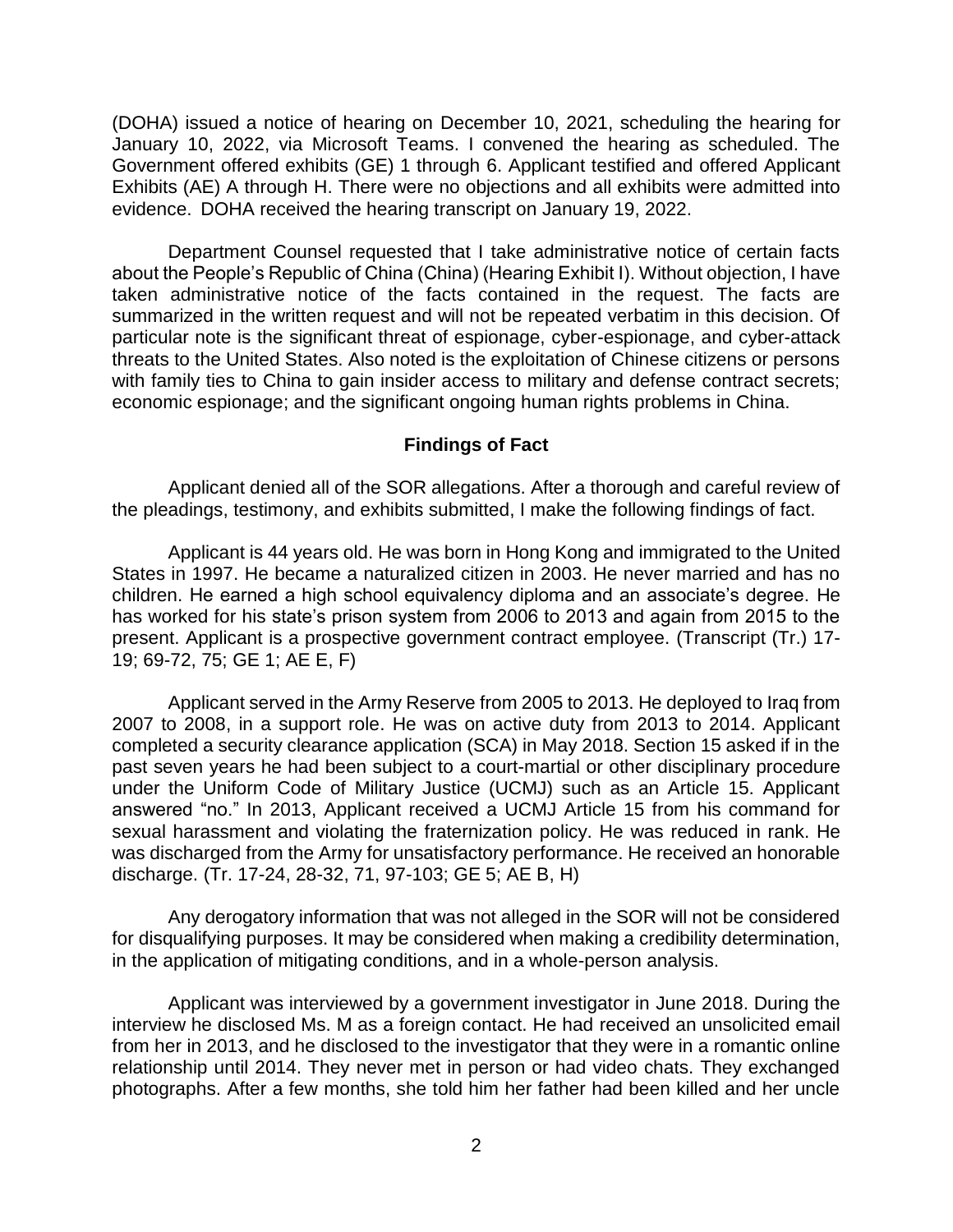(DOHA) issued a notice of hearing on December 10, 2021, scheduling the hearing for January 10, 2022, via Microsoft Teams. I convened the hearing as scheduled. The Government offered exhibits (GE) 1 through 6. Applicant testified and offered Applicant Exhibits (AE) A through H. There were no objections and all exhibits were admitted into evidence. DOHA received the hearing transcript on January 19, 2022.

Department Counsel requested that I take administrative notice of certain facts about the People's Republic of China (China) (Hearing Exhibit I). Without objection, I have taken administrative notice of the facts contained in the request. The facts are summarized in the written request and will not be repeated verbatim in this decision. Of particular note is the significant threat of espionage, cyber-espionage, and cyber-attack threats to the United States. Also noted is the exploitation of Chinese citizens or persons with family ties to China to gain insider access to military and defense contract secrets; economic espionage; and the significant ongoing human rights problems in China.

## Findings of Fact

Applicant denied all of the SOR allegations. After a thorough and careful review of the pleadings, testimony, and exhibits submitted, I make the following findings of fact.

Applicant is 44 years old. He was born in Hong Kong and immigrated to the United States in 1997. He became a naturalized citizen in 2003. He never married and has no children. He earned a high school equivalency diploma and an associate's degree. He has worked for his state's prison system from 2006 to 2013 and again from 2015 to the present. Applicant is a prospective government contract employee. (Transcript (Tr.) 17-19; 69-72, 75; GE 1; AE E, F)

Applicant served in the Army Reserve from 2005 to 2013. He deployed to Iraq from 2007 to 2008, in a support role. He was on active duty from 2013 to 2014. Applicant completed a security clearance application (SCA) in May 2018. Section 15 asked if in the past seven years he had been subject to a court-martial or other disciplinary procedure under the Uniform Code of Military Justice (UCMJ) such as an Article 15. Applicant answered "no." In 2013, Applicant received a UCMJ Article 15 from his command for sexual harassment and violating the fraternization policy. He was reduced in rank. He was discharged from the Army for unsatisfactory performance. He received an honorable discharge. (Tr. 17-24, 28-32, 71, 97-103; GE 5; AE B, H)

Any derogatory information that was not alleged in the SOR will not be considered for disqualifying purposes. It may be considered when making a credibility determination, in the application of mitigating conditions, and in a whole-person analysis.

Applicant was interviewed by a government investigator in June 2018. During the interview he disclosed Ms. M as a foreign contact. He had received an unsolicited email from her in 2013, and he disclosed to the investigator that they were in a romantic online relationship until 2014. They never met in person or had video chats. They exchanged photographs. After a few months, she told him her father had been killed and her uncle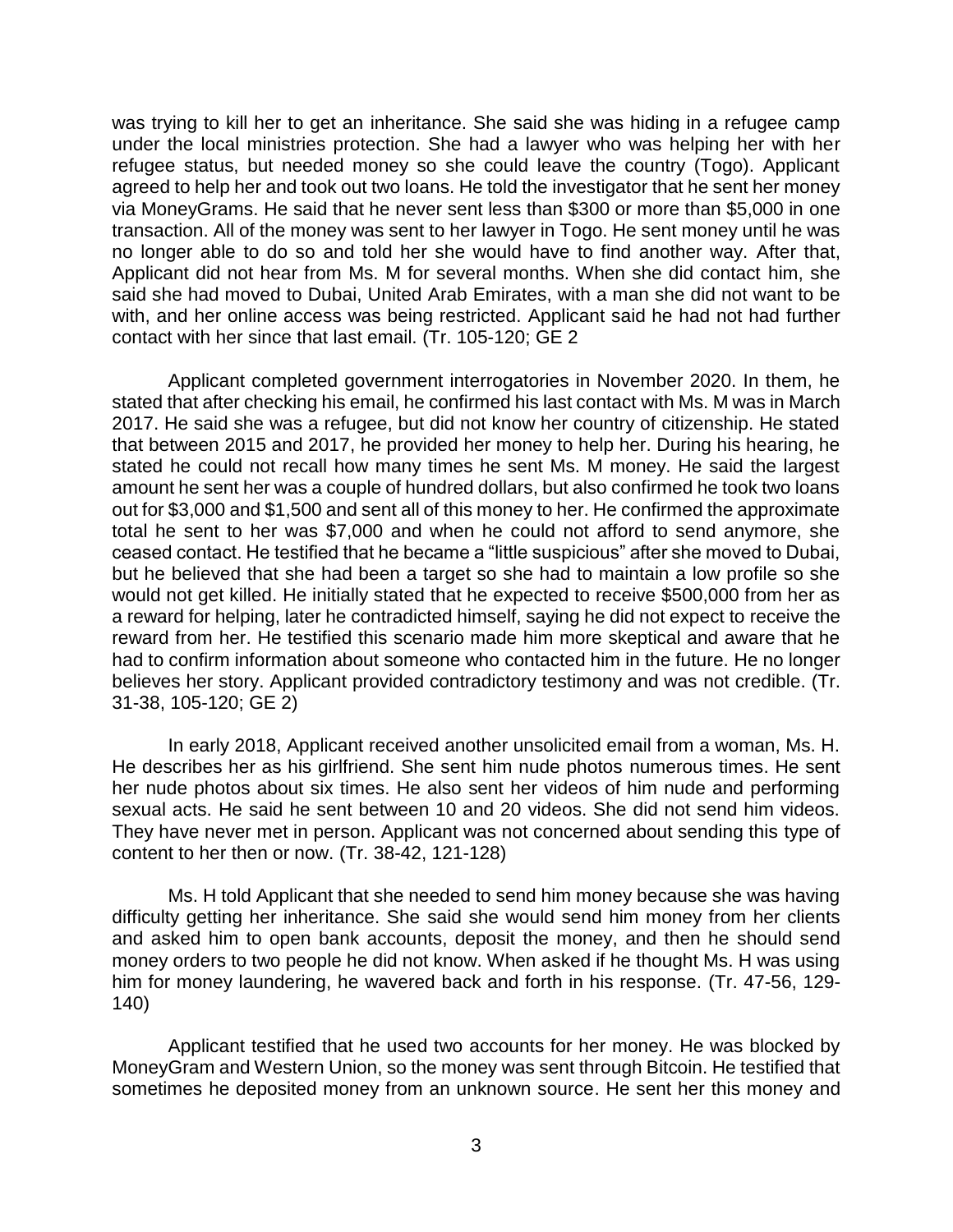was trying to kill her to get an inheritance. She said she was hiding in a refugee camp under the local ministries protection. She had a lawyer who was helping her with her refugee status, but needed money so she could leave the country (Togo). Applicant agreed to help her and took out two loans. He told the investigator that he sent her money via MoneyGrams. He said that he never sent less than $300 or more than $5,000 in one transaction. All of the money was sent to her lawyer in Togo. He sent money until he was no longer able to do so and told her she would have to find another way. After that, Applicant did not hear from Ms. M for several months. When she did contact him, she said she had moved to Dubai, United Arab Emirates, with a man she did not want to be with, and her online access was being restricted. Applicant said he had not had further contact with her since that last email. (Tr. 105-120; GE 2

Applicant completed government interrogatories in November 2020. In them, he stated that after checking his email, he confirmed his last contact with Ms. M was in March 2017. He said she was a refugee, but did not know her country of citizenship. He stated that between 2015 and 2017, he provided her money to help her. During his hearing, he stated he could not recall how many times he sent Ms. M money. He said the largest amount he sent her was a couple of hundred dollars, but also confirmed he took two loans out for $3,000 and $1,500 and sent all of this money to her. He confirmed the approximate total he sent to her was $7,000 and when he could not afford to send anymore, she ceased contact. He testified that he became a "little suspicious" after she moved to Dubai, but he believed that she had been a target so she had to maintain a low profile so she would not get killed. He initially stated that he expected to receive $500,000 from her as a reward for helping, later he contradicted himself, saying he did not expect to receive the reward from her. He testified this scenario made him more skeptical and aware that he had to confirm information about someone who contacted him in the future. He no longer believes her story. Applicant provided contradictory testimony and was not credible. (Tr. 31-38, 105-120; GE 2)

In early 2018, Applicant received another unsolicited email from a woman, Ms. H. He describes her as his girlfriend. She sent him nude photos numerous times. He sent her nude photos about six times. He also sent her videos of him nude and performing sexual acts. He said he sent between 10 and 20 videos. She did not send him videos. They have never met in person. Applicant was not concerned about sending this type of content to her then or now. (Tr. 38-42, 121-128)

Ms. H told Applicant that she needed to send him money because she was having difficulty getting her inheritance. She said she would send him money from her clients and asked him to open bank accounts, deposit the money, and then he should send money orders to two people he did not know. When asked if he thought Ms. H was using him for money laundering, he wavered back and forth in his response. (Tr. 47-56, 129-140)

Applicant testified that he used two accounts for her money. He was blocked by MoneyGram and Western Union, so the money was sent through Bitcoin. He testified that sometimes he deposited money from an unknown source. He sent her this money and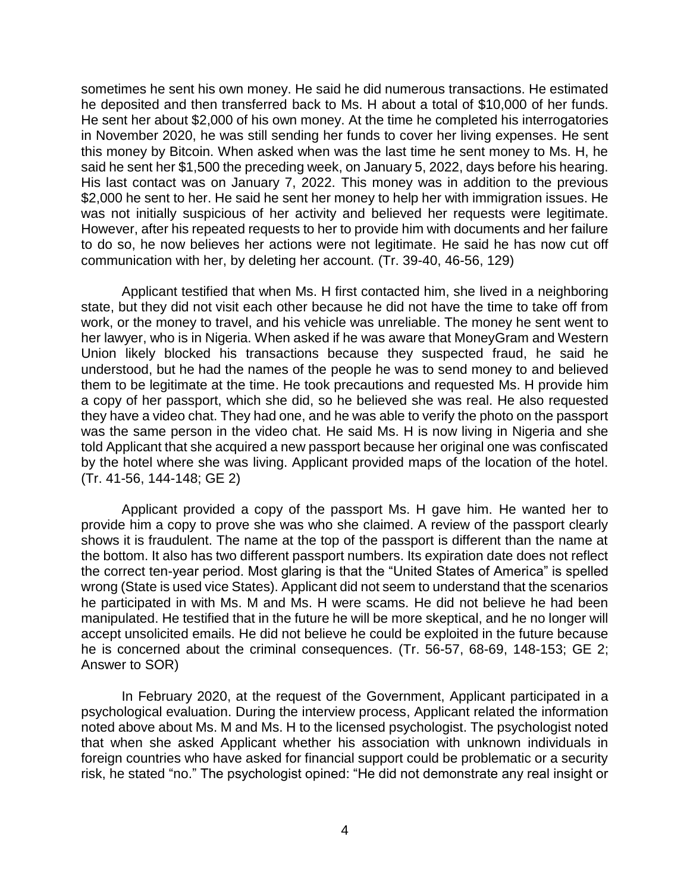sometimes he sent his own money. He said he did numerous transactions. He estimated he deposited and then transferred back to Ms. H about a total of $10,000 of her funds. He sent her about $2,000 of his own money. At the time he completed his interrogatories in November 2020, he was still sending her funds to cover her living expenses. He sent this money by Bitcoin. When asked when was the last time he sent money to Ms. H, he said he sent her $1,500 the preceding week, on January 5, 2022, days before his hearing. His last contact was on January 7, 2022. This money was in addition to the previous $2,000 he sent to her. He said he sent her money to help her with immigration issues. He was not initially suspicious of her activity and believed her requests were legitimate. However, after his repeated requests to her to provide him with documents and her failure to do so, he now believes her actions were not legitimate. He said he has now cut off communication with her, by deleting her account. (Tr. 39-40, 46-56, 129)

Applicant testified that when Ms. H first contacted him, she lived in a neighboring state, but they did not visit each other because he did not have the time to take off from work, or the money to travel, and his vehicle was unreliable. The money he sent went to her lawyer, who is in Nigeria. When asked if he was aware that MoneyGram and Western Union likely blocked his transactions because they suspected fraud, he said he understood, but he had the names of the people he was to send money to and believed them to be legitimate at the time. He took precautions and requested Ms. H provide him a copy of her passport, which she did, so he believed she was real. He also requested they have a video chat. They had one, and he was able to verify the photo on the passport was the same person in the video chat. He said Ms. H is now living in Nigeria and she told Applicant that she acquired a new passport because her original one was confiscated by the hotel where she was living. Applicant provided maps of the location of the hotel. (Tr. 41-56, 144-148; GE 2)

Applicant provided a copy of the passport Ms. H gave him. He wanted her to provide him a copy to prove she was who she claimed. A review of the passport clearly shows it is fraudulent. The name at the top of the passport is different than the name at the bottom. It also has two different passport numbers. Its expiration date does not reflect the correct ten-year period. Most glaring is that the "United States of America" is spelled wrong (State is used vice States). Applicant did not seem to understand that the scenarios he participated in with Ms. M and Ms. H were scams. He did not believe he had been manipulated. He testified that in the future he will be more skeptical, and he no longer will accept unsolicited emails. He did not believe he could be exploited in the future because he is concerned about the criminal consequences. (Tr. 56-57, 68-69, 148-153; GE 2; Answer to SOR)

In February 2020, at the request of the Government, Applicant participated in a psychological evaluation. During the interview process, Applicant related the information noted above about Ms. M and Ms. H to the licensed psychologist. The psychologist noted that when she asked Applicant whether his association with unknown individuals in foreign countries who have asked for financial support could be problematic or a security risk, he stated "no." The psychologist opined: "He did not demonstrate any real insight or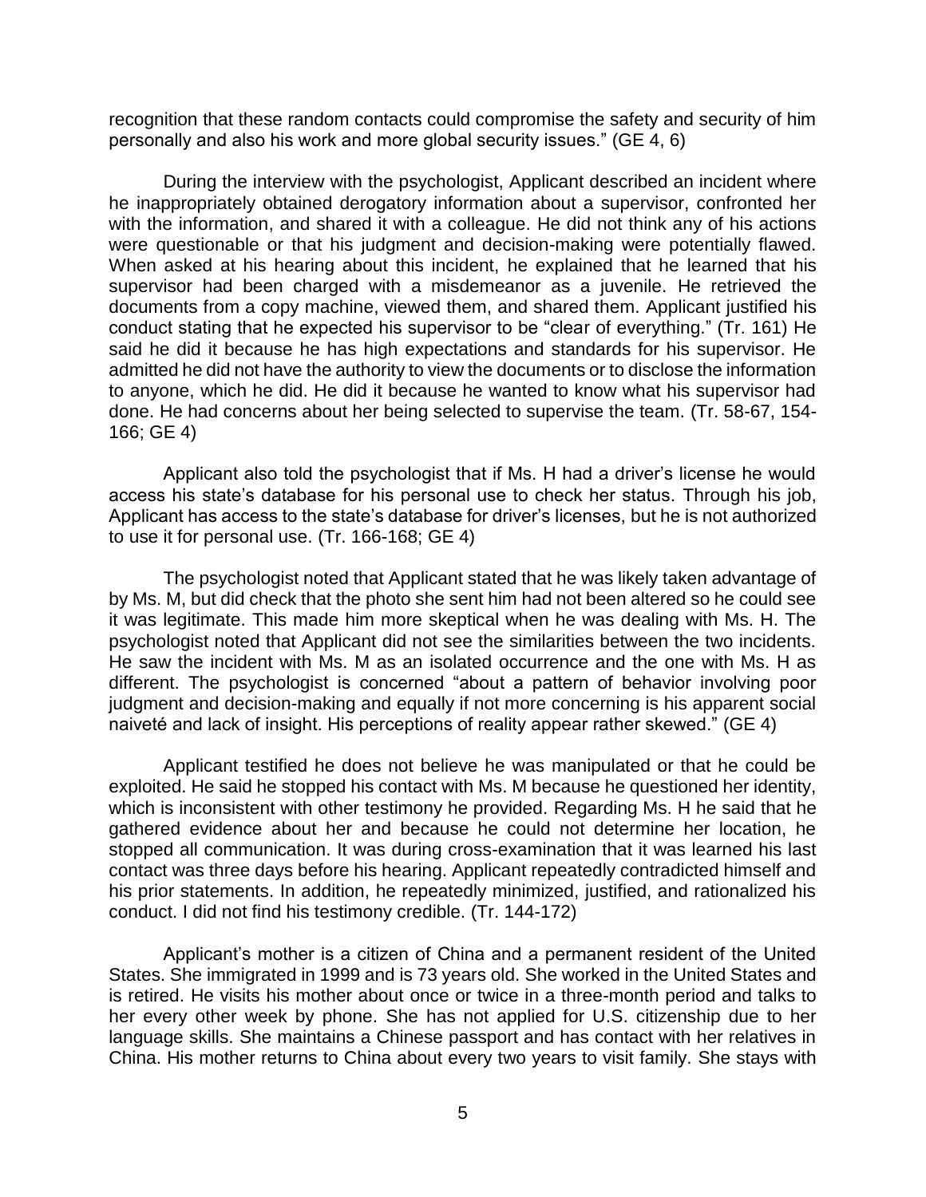recognition that these random contacts could compromise the safety and security of him personally and also his work and more global security issues." (GE 4, 6)

During the interview with the psychologist, Applicant described an incident where he inappropriately obtained derogatory information about a supervisor, confronted her with the information, and shared it with a colleague. He did not think any of his actions were questionable or that his judgment and decision-making were potentially flawed. When asked at his hearing about this incident, he explained that he learned that his supervisor had been charged with a misdemeanor as a juvenile. He retrieved the documents from a copy machine, viewed them, and shared them. Applicant justified his conduct stating that he expected his supervisor to be "clear of everything." (Tr. 161) He said he did it because he has high expectations and standards for his supervisor. He admitted he did not have the authority to view the documents or to disclose the information to anyone, which he did. He did it because he wanted to know what his supervisor had done. He had concerns about her being selected to supervise the team. (Tr. 58-67, 154-166; GE 4)

Applicant also told the psychologist that if Ms. H had a driver's license he would access his state's database for his personal use to check her status. Through his job, Applicant has access to the state's database for driver's licenses, but he is not authorized to use it for personal use. (Tr. 166-168; GE 4)

The psychologist noted that Applicant stated that he was likely taken advantage of by Ms. M, but did check that the photo she sent him had not been altered so he could see it was legitimate. This made him more skeptical when he was dealing with Ms. H. The psychologist noted that Applicant did not see the similarities between the two incidents. He saw the incident with Ms. M as an isolated occurrence and the one with Ms. H as different. The psychologist is concerned "about a pattern of behavior involving poor judgment and decision-making and equally if not more concerning is his apparent social naiveté and lack of insight. His perceptions of reality appear rather skewed." (GE 4)

Applicant testified he does not believe he was manipulated or that he could be exploited. He said he stopped his contact with Ms. M because he questioned her identity, which is inconsistent with other testimony he provided. Regarding Ms. H he said that he gathered evidence about her and because he could not determine her location, he stopped all communication. It was during cross-examination that it was learned his last contact was three days before his hearing. Applicant repeatedly contradicted himself and his prior statements. In addition, he repeatedly minimized, justified, and rationalized his conduct. I did not find his testimony credible. (Tr. 144-172)

Applicant's mother is a citizen of China and a permanent resident of the United States. She immigrated in 1999 and is 73 years old. She worked in the United States and is retired. He visits his mother about once or twice in a three-month period and talks to her every other week by phone. She has not applied for U.S. citizenship due to her language skills. She maintains a Chinese passport and has contact with her relatives in China. His mother returns to China about every two years to visit family. She stays with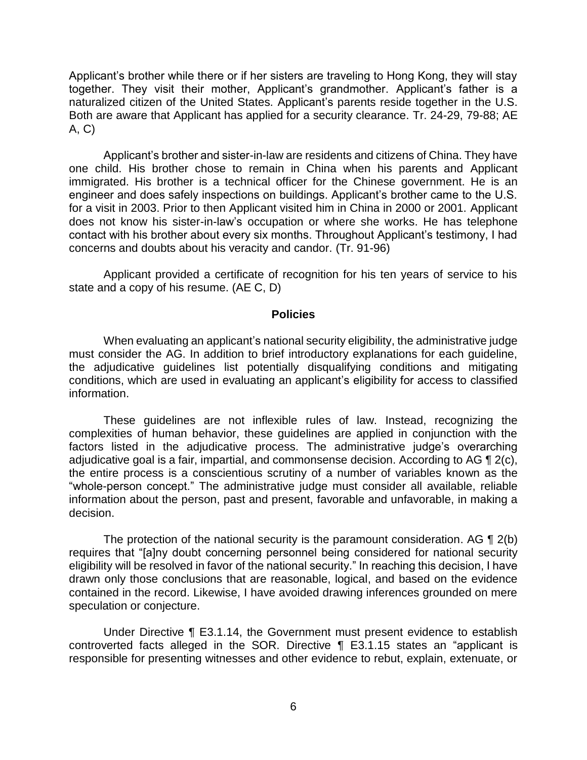Applicant's brother while there or if her sisters are traveling to Hong Kong, they will stay together. They visit their mother, Applicant's grandmother. Applicant's father is a naturalized citizen of the United States. Applicant's parents reside together in the U.S. Both are aware that Applicant has applied for a security clearance. Tr. 24-29, 79-88; AE A, C)

Applicant's brother and sister-in-law are residents and citizens of China. They have one child. His brother chose to remain in China when his parents and Applicant immigrated. His brother is a technical officer for the Chinese government. He is an engineer and does safely inspections on buildings. Applicant's brother came to the U.S. for a visit in 2003. Prior to then Applicant visited him in China in 2000 or 2001. Applicant does not know his sister-in-law's occupation or where she works. He has telephone contact with his brother about every six months. Throughout Applicant's testimony, I had concerns and doubts about his veracity and candor. (Tr. 91-96)

Applicant provided a certificate of recognition for his ten years of service to his state and a copy of his resume. (AE C, D)

## Policies

When evaluating an applicant's national security eligibility, the administrative judge must consider the AG. In addition to brief introductory explanations for each guideline, the adjudicative guidelines list potentially disqualifying conditions and mitigating conditions, which are used in evaluating an applicant's eligibility for access to classified information.

These guidelines are not inflexible rules of law. Instead, recognizing the complexities of human behavior, these guidelines are applied in conjunction with the factors listed in the adjudicative process. The administrative judge's overarching adjudicative goal is a fair, impartial, and commonsense decision. According to AG ¶ 2(c), the entire process is a conscientious scrutiny of a number of variables known as the "whole-person concept." The administrative judge must consider all available, reliable information about the person, past and present, favorable and unfavorable, in making a decision.

The protection of the national security is the paramount consideration. AG ¶ 2(b) requires that "[a]ny doubt concerning personnel being considered for national security eligibility will be resolved in favor of the national security." In reaching this decision, I have drawn only those conclusions that are reasonable, logical, and based on the evidence contained in the record. Likewise, I have avoided drawing inferences grounded on mere speculation or conjecture.

Under Directive ¶ E3.1.14, the Government must present evidence to establish controverted facts alleged in the SOR. Directive ¶ E3.1.15 states an "applicant is responsible for presenting witnesses and other evidence to rebut, explain, extenuate, or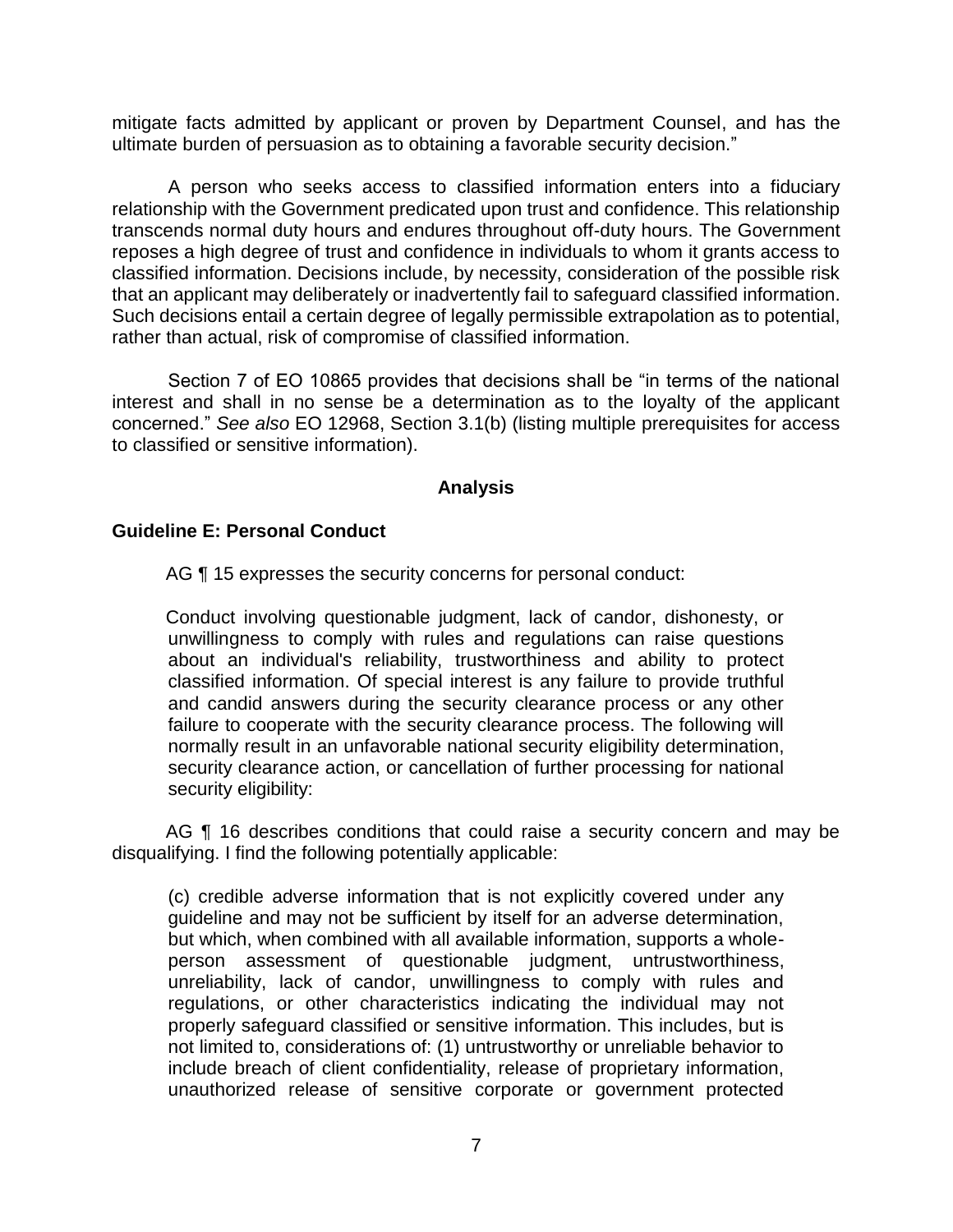mitigate facts admitted by applicant or proven by Department Counsel, and has the ultimate burden of persuasion as to obtaining a favorable security decision."

A person who seeks access to classified information enters into a fiduciary relationship with the Government predicated upon trust and confidence. This relationship transcends normal duty hours and endures throughout off-duty hours. The Government reposes a high degree of trust and confidence in individuals to whom it grants access to classified information. Decisions include, by necessity, consideration of the possible risk that an applicant may deliberately or inadvertently fail to safeguard classified information. Such decisions entail a certain degree of legally permissible extrapolation as to potential, rather than actual, risk of compromise of classified information.

Section 7 of EO 10865 provides that decisions shall be "in terms of the national interest and shall in no sense be a determination as to the loyalty of the applicant concerned." *See also* EO 12968, Section 3.1(b) (listing multiple prerequisites for access to classified or sensitive information).

## Analysis

### Guideline E: Personal Conduct

AG ¶ 15 expresses the security concerns for personal conduct:

> Conduct involving questionable judgment, lack of candor, dishonesty, or unwillingness to comply with rules and regulations can raise questions about an individual's reliability, trustworthiness and ability to protect classified information. Of special interest is any failure to provide truthful and candid answers during the security clearance process or any other failure to cooperate with the security clearance process. The following will normally result in an unfavorable national security eligibility determination, security clearance action, or cancellation of further processing for national security eligibility:

AG ¶ 16 describes conditions that could raise a security concern and may be disqualifying. I find the following potentially applicable:

> (c) credible adverse information that is not explicitly covered under any guideline and may not be sufficient by itself for an adverse determination, but which, when combined with all available information, supports a whole-person assessment of questionable judgment, untrustworthiness, unreliability, lack of candor, unwillingness to comply with rules and regulations, or other characteristics indicating the individual may not properly safeguard classified or sensitive information. This includes, but is not limited to, considerations of: (1) untrustworthy or unreliable behavior to include breach of client confidentiality, release of proprietary information, unauthorized release of sensitive corporate or government protected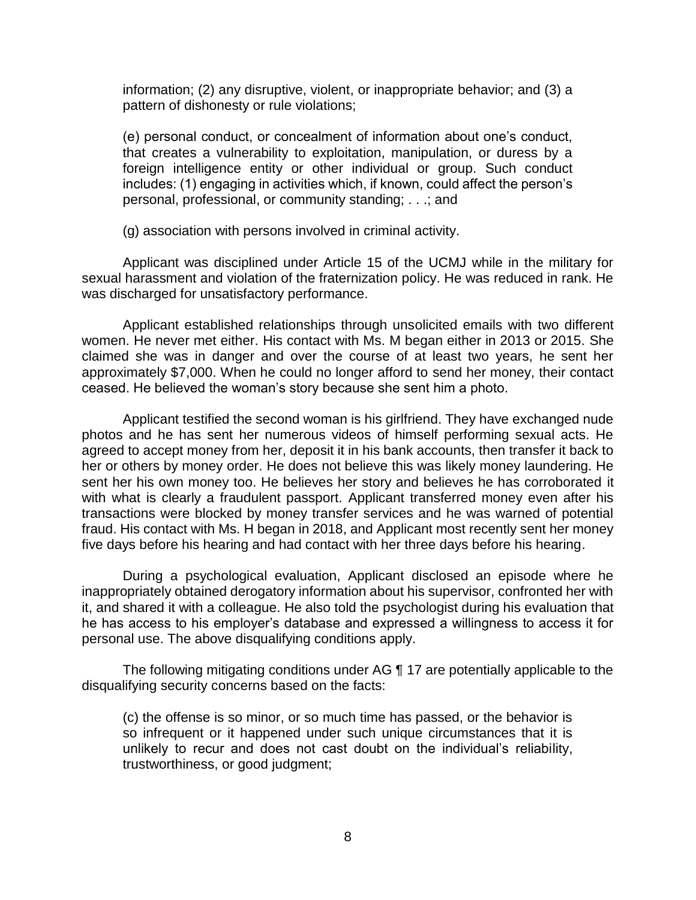information; (2) any disruptive, violent, or inappropriate behavior; and (3) a pattern of dishonesty or rule violations;

(e) personal conduct, or concealment of information about one's conduct, that creates a vulnerability to exploitation, manipulation, or duress by a foreign intelligence entity or other individual or group. Such conduct includes: (1) engaging in activities which, if known, could affect the person's personal, professional, or community standing; . . .; and

(g) association with persons involved in criminal activity.

Applicant was disciplined under Article 15 of the UCMJ while in the military for sexual harassment and violation of the fraternization policy. He was reduced in rank. He was discharged for unsatisfactory performance.

Applicant established relationships through unsolicited emails with two different women. He never met either. His contact with Ms. M began either in 2013 or 2015. She claimed she was in danger and over the course of at least two years, he sent her approximately $7,000. When he could no longer afford to send her money, their contact ceased. He believed the woman's story because she sent him a photo.

Applicant testified the second woman is his girlfriend. They have exchanged nude photos and he has sent her numerous videos of himself performing sexual acts. He agreed to accept money from her, deposit it in his bank accounts, then transfer it back to her or others by money order. He does not believe this was likely money laundering. He sent her his own money too. He believes her story and believes he has corroborated it with what is clearly a fraudulent passport. Applicant transferred money even after his transactions were blocked by money transfer services and he was warned of potential fraud. His contact with Ms. H began in 2018, and Applicant most recently sent her money five days before his hearing and had contact with her three days before his hearing.

During a psychological evaluation, Applicant disclosed an episode where he inappropriately obtained derogatory information about his supervisor, confronted her with it, and shared it with a colleague. He also told the psychologist during his evaluation that he has access to his employer's database and expressed a willingness to access it for personal use. The above disqualifying conditions apply.

The following mitigating conditions under AG ¶ 17 are potentially applicable to the disqualifying security concerns based on the facts:

(c) the offense is so minor, or so much time has passed, or the behavior is so infrequent or it happened under such unique circumstances that it is unlikely to recur and does not cast doubt on the individual's reliability, trustworthiness, or good judgment;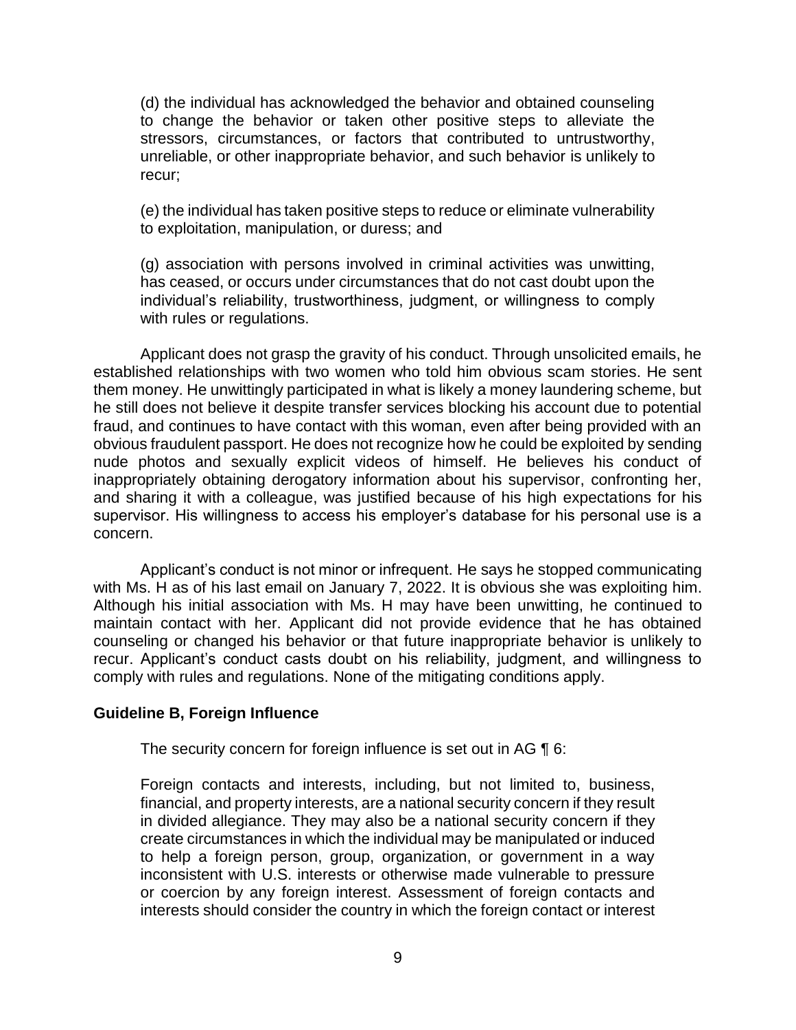(d) the individual has acknowledged the behavior and obtained counseling to change the behavior or taken other positive steps to alleviate the stressors, circumstances, or factors that contributed to untrustworthy, unreliable, or other inappropriate behavior, and such behavior is unlikely to recur;

(e) the individual has taken positive steps to reduce or eliminate vulnerability to exploitation, manipulation, or duress; and

(g) association with persons involved in criminal activities was unwitting, has ceased, or occurs under circumstances that do not cast doubt upon the individual's reliability, trustworthiness, judgment, or willingness to comply with rules or regulations.

Applicant does not grasp the gravity of his conduct. Through unsolicited emails, he established relationships with two women who told him obvious scam stories. He sent them money. He unwittingly participated in what is likely a money laundering scheme, but he still does not believe it despite transfer services blocking his account due to potential fraud, and continues to have contact with this woman, even after being provided with an obvious fraudulent passport. He does not recognize how he could be exploited by sending nude photos and sexually explicit videos of himself. He believes his conduct of inappropriately obtaining derogatory information about his supervisor, confronting her, and sharing it with a colleague, was justified because of his high expectations for his supervisor. His willingness to access his employer's database for his personal use is a concern.

Applicant's conduct is not minor or infrequent. He says he stopped communicating with Ms. H as of his last email on January 7, 2022. It is obvious she was exploiting him. Although his initial association with Ms. H may have been unwitting, he continued to maintain contact with her. Applicant did not provide evidence that he has obtained counseling or changed his behavior or that future inappropriate behavior is unlikely to recur. Applicant's conduct casts doubt on his reliability, judgment, and willingness to comply with rules and regulations. None of the mitigating conditions apply.

**Guideline B, Foreign Influence**

The security concern for foreign influence is set out in AG ¶ 6:

Foreign contacts and interests, including, but not limited to, business, financial, and property interests, are a national security concern if they result in divided allegiance. They may also be a national security concern if they create circumstances in which the individual may be manipulated or induced to help a foreign person, group, organization, or government in a way inconsistent with U.S. interests or otherwise made vulnerable to pressure or coercion by any foreign interest. Assessment of foreign contacts and interests should consider the country in which the foreign contact or interest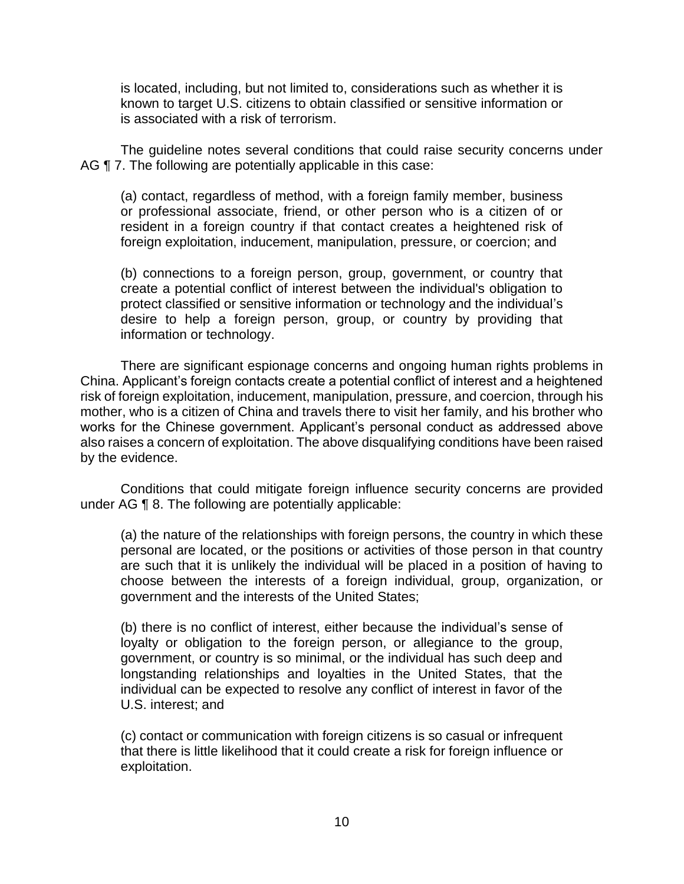is located, including, but not limited to, considerations such as whether it is known to target U.S. citizens to obtain classified or sensitive information or is associated with a risk of terrorism.

The guideline notes several conditions that could raise security concerns under AG ¶ 7. The following are potentially applicable in this case:

> (a) contact, regardless of method, with a foreign family member, business or professional associate, friend, or other person who is a citizen of or resident in a foreign country if that contact creates a heightened risk of foreign exploitation, inducement, manipulation, pressure, or coercion; and
>
> (b) connections to a foreign person, group, government, or country that create a potential conflict of interest between the individual's obligation to protect classified or sensitive information or technology and the individual's desire to help a foreign person, group, or country by providing that information or technology.

There are significant espionage concerns and ongoing human rights problems in China. Applicant's foreign contacts create a potential conflict of interest and a heightened risk of foreign exploitation, inducement, manipulation, pressure, and coercion, through his mother, who is a citizen of China and travels there to visit her family, and his brother who works for the Chinese government. Applicant's personal conduct as addressed above also raises a concern of exploitation. The above disqualifying conditions have been raised by the evidence.

Conditions that could mitigate foreign influence security concerns are provided under AG ¶ 8. The following are potentially applicable:

> (a) the nature of the relationships with foreign persons, the country in which these personal are located, or the positions or activities of those person in that country are such that it is unlikely the individual will be placed in a position of having to choose between the interests of a foreign individual, group, organization, or government and the interests of the United States;
>
> (b) there is no conflict of interest, either because the individual's sense of loyalty or obligation to the foreign person, or allegiance to the group, government, or country is so minimal, or the individual has such deep and longstanding relationships and loyalties in the United States, that the individual can be expected to resolve any conflict of interest in favor of the U.S. interest; and
>
> (c) contact or communication with foreign citizens is so casual or infrequent that there is little likelihood that it could create a risk for foreign influence or exploitation.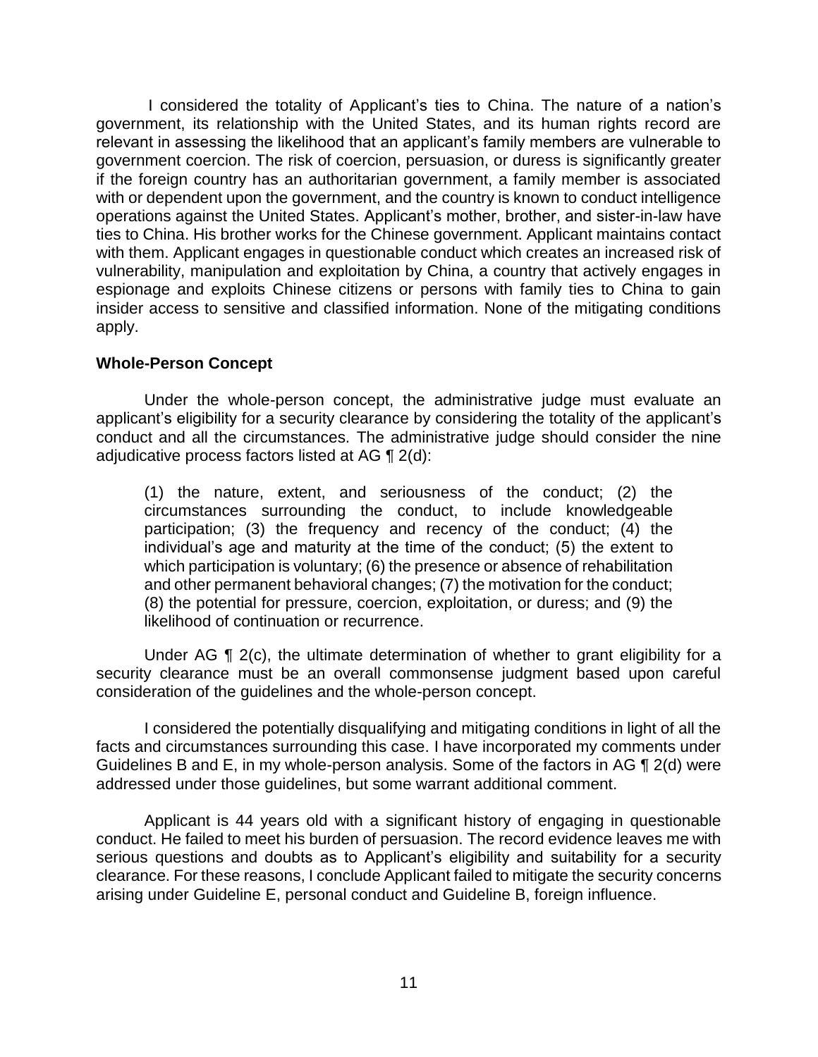I considered the totality of Applicant's ties to China. The nature of a nation's government, its relationship with the United States, and its human rights record are relevant in assessing the likelihood that an applicant's family members are vulnerable to government coercion. The risk of coercion, persuasion, or duress is significantly greater if the foreign country has an authoritarian government, a family member is associated with or dependent upon the government, and the country is known to conduct intelligence operations against the United States. Applicant's mother, brother, and sister-in-law have ties to China. His brother works for the Chinese government. Applicant maintains contact with them. Applicant engages in questionable conduct which creates an increased risk of vulnerability, manipulation and exploitation by China, a country that actively engages in espionage and exploits Chinese citizens or persons with family ties to China to gain insider access to sensitive and classified information. None of the mitigating conditions apply.

**Whole-Person Concept**

Under the whole-person concept, the administrative judge must evaluate an applicant's eligibility for a security clearance by considering the totality of the applicant's conduct and all the circumstances. The administrative judge should consider the nine adjudicative process factors listed at AG ¶ 2(d):

> (1) the nature, extent, and seriousness of the conduct; (2) the circumstances surrounding the conduct, to include knowledgeable participation; (3) the frequency and recency of the conduct; (4) the individual's age and maturity at the time of the conduct; (5) the extent to which participation is voluntary; (6) the presence or absence of rehabilitation and other permanent behavioral changes; (7) the motivation for the conduct; (8) the potential for pressure, coercion, exploitation, or duress; and (9) the likelihood of continuation or recurrence.

Under AG ¶ 2(c), the ultimate determination of whether to grant eligibility for a security clearance must be an overall commonsense judgment based upon careful consideration of the guidelines and the whole-person concept.

I considered the potentially disqualifying and mitigating conditions in light of all the facts and circumstances surrounding this case. I have incorporated my comments under Guidelines B and E, in my whole-person analysis. Some of the factors in AG ¶ 2(d) were addressed under those guidelines, but some warrant additional comment.

Applicant is 44 years old with a significant history of engaging in questionable conduct. He failed to meet his burden of persuasion. The record evidence leaves me with serious questions and doubts as to Applicant's eligibility and suitability for a security clearance. For these reasons, I conclude Applicant failed to mitigate the security concerns arising under Guideline E, personal conduct and Guideline B, foreign influence.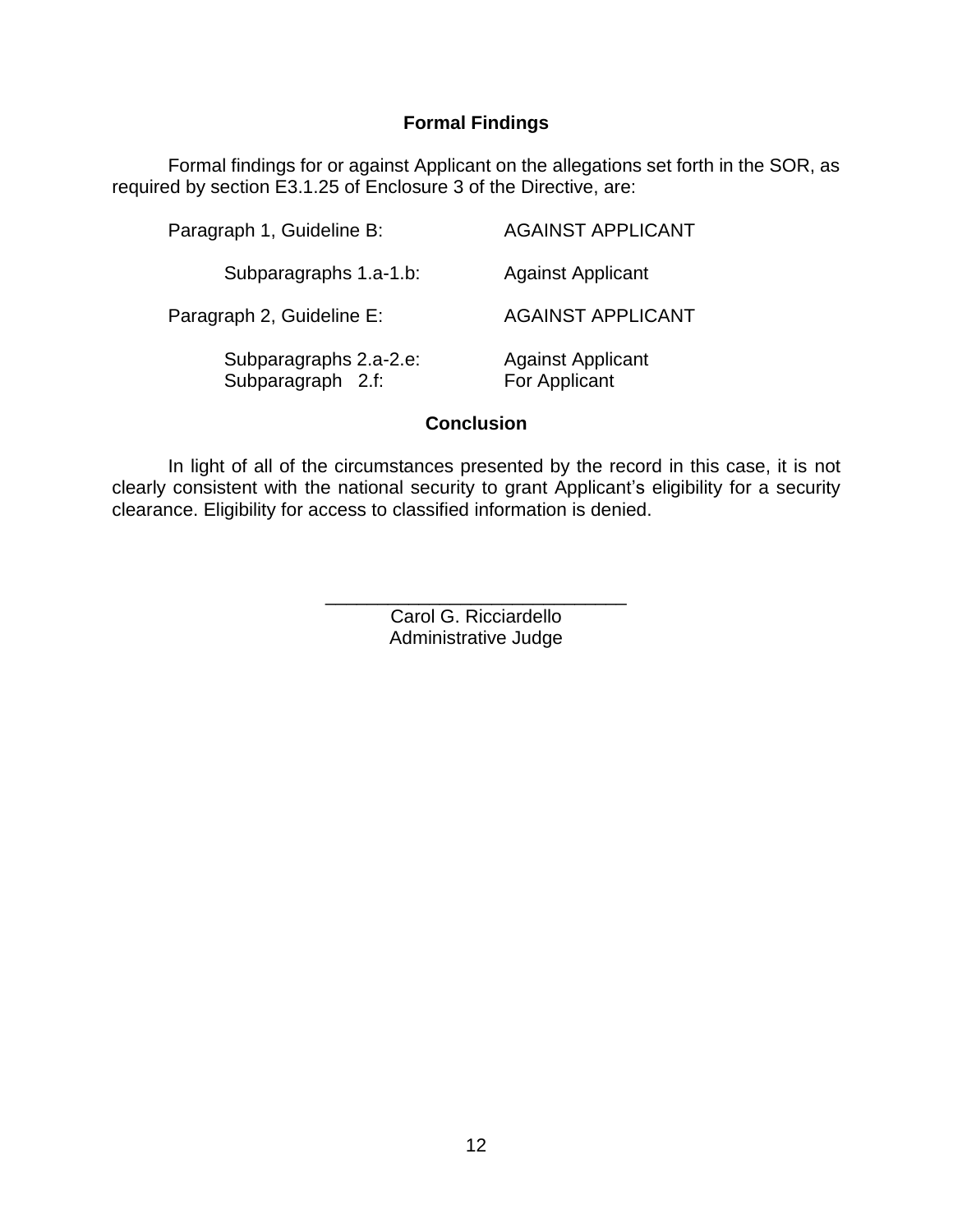## Formal Findings

Formal findings for or against Applicant on the allegations set forth in the SOR, as required by section E3.1.25 of Enclosure 3 of the Directive, are:

| | |
|---|---|
| Paragraph 1, Guideline B: | AGAINST APPLICANT |
| Subparagraphs 1.a-1.b: | Against Applicant |
| Paragraph 2, Guideline E: | AGAINST APPLICANT |
| Subparagraphs 2.a-2.e: | Against Applicant |
| Subparagraph 2.f: | For Applicant |

## Conclusion

In light of all of the circumstances presented by the record in this case, it is not clearly consistent with the national security to grant Applicant's eligibility for a security clearance. Eligibility for access to classified information is denied.

\_\_\_\_\_\_\_\_\_\_\_\_\_\_\_\_\_\_\_\_\_\_\_\_\_\_\_\_

Carol G. Ricciardello
Administrative Judge